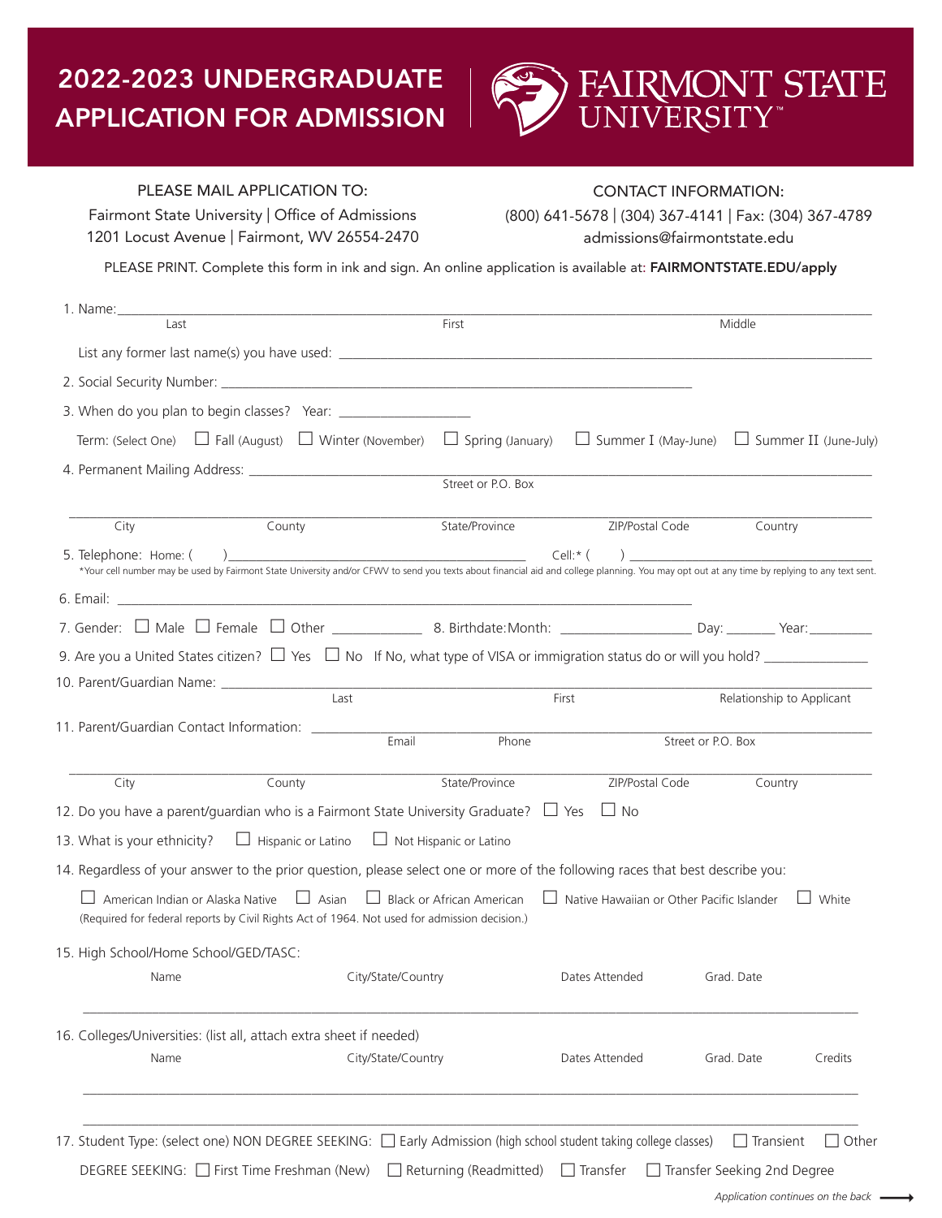# 2022-2023 UNDERGRADUATE APPLICATION FOR ADMISSION

FAIRMONT STATE UNIVERSITY™

PLEASE MAIL APPLICATION TO:
Fairmont State University | Office of Admissions
1201 Locust Avenue | Fairmont, WV 26554-2470

CONTACT INFORMATION:
(800) 641-5678 | (304) 367-4141 | Fax: (304) 367-4789
admissions@fairmontstate.edu

PLEASE PRINT. Complete this form in ink and sign. An online application is available at: **FAIRMONTSTATE.EDU/apply**

1. Name: ______________________________________________
   Last | First | Middle

   List any former last name(s) you have used: ______________________________

2. Social Security Number: ______________________________

3. When do you plan to begin classes? Year: __________

   Term: (Select One) ☐ Fall (August) ☐ Winter (November) ☐ Spring (January) ☐ Summer I (May-June) ☐ Summer II (June-July)

4. Permanent Mailing Address: ______________________________
   Street or P.O. Box

   ______________________________________________
   City | County | State/Province | ZIP/Postal Code | Country

5. Telephone: Home: ( ) ______________________ Cell:* ( ) ______________________

   *Your cell number may be used by Fairmont State University and/or CFWV to send you texts about financial aid and college planning. You may opt out at any time by replying to any text sent.

6. Email: ______________________________

7. Gender: ☐ Male ☐ Female ☐ Other __________ 8. Birthdate: Month: __________ Day: _______ Year: _________

9. Are you a United States citizen? ☐ Yes ☐ No If No, what type of VISA or immigration status do or will you hold? __________

10. Parent/Guardian Name: ______________________________
    Last | First | Relationship to Applicant

11. Parent/Guardian Contact Information: ______________________________
    Email | Phone | Street or P.O. Box

    ______________________________________________
    City | County | State/Province | ZIP/Postal Code | Country

12. Do you have a parent/guardian who is a Fairmont State University Graduate? ☐ Yes ☐ No

13. What is your ethnicity? ☐ Hispanic or Latino ☐ Not Hispanic or Latino

14. Regardless of your answer to the prior question, please select one or more of the following races that best describe you:

    ☐ American Indian or Alaska Native ☐ Asian ☐ Black or African American ☐ Native Hawaiian or Other Pacific Islander ☐ White

    (Required for federal reports by Civil Rights Act of 1964. Not used for admission decision.)

15. High School/Home School/GED/TASC:

| Name | City/State/Country | Dates Attended | Grad. Date |
|---|---|---|---|
| | | | |

16. Colleges/Universities: (list all, attach extra sheet if needed)

| Name | City/State/Country | Dates Attended | Grad. Date | Credits |
|---|---|---|---|---|
| | | | | |
| | | | | |

17. Student Type: (select one) NON DEGREE SEEKING: ☐ Early Admission (high school student taking college classes) ☐ Transient ☐ Other

    DEGREE SEEKING: ☐ First Time Freshman (New) ☐ Returning (Readmitted) ☐ Transfer ☐ Transfer Seeking 2nd Degree

*Application continues on the back* ⟶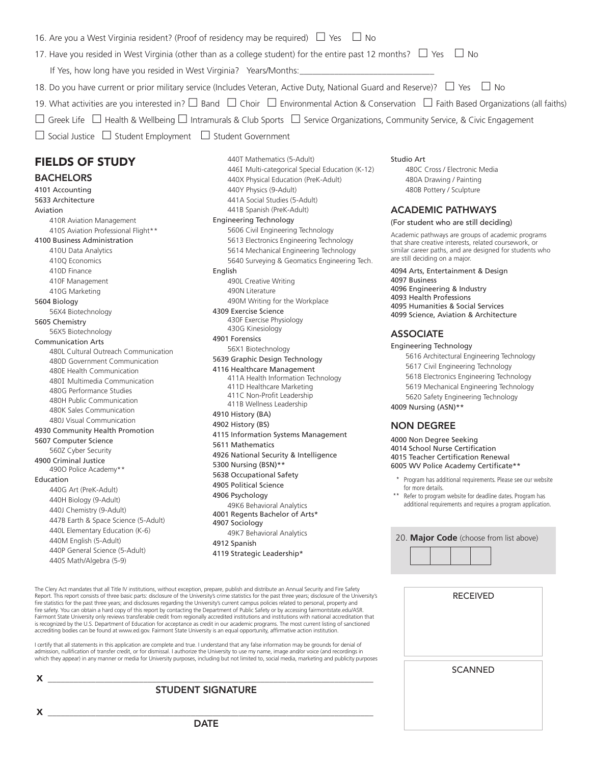16. Are you a West Virginia resident? (Proof of residency may be required) ☐ Yes ☐ No

17. Have you resided in West Virginia (other than as a college student) for the entire past 12 months? ☐ Yes ☐ No

If Yes, how long have you resided in West Virginia? Years/Months:______________________________

18. Do you have current or prior military service (Includes Veteran, Active Duty, National Guard and Reserve)? ☐ Yes ☐ No

19. What activities are you interested in? ☐ Band ☐ Choir ☐ Environmental Action & Conservation ☐ Faith Based Organizations (all faiths)

☐ Greek Life ☐ Health & Wellbeing ☐ Intramurals & Club Sports ☐ Service Organizations, Community Service, & Civic Engagement

☐ Social Justice ☐ Student Employment ☐ Student Government

## FIELDS OF STUDY

### BACHELORS

4101 Accounting
5633 Architecture
Aviation
- 410R Aviation Management
- 410S Aviation Professional Flight**

4100 Business Administration
- 410U Data Analytics
- 410Q Economics
- 410D Finance
- 410F Management
- 410G Marketing

5604 Biology
- 56X4 Biotechnology

5605 Chemistry
- 56X5 Biotechnology

Communication Arts
- 480L Cultural Outreach Communication
- 480D Government Communication
- 480E Health Communication
- 480I Multimedia Communication
- 480G Performance Studies
- 480H Public Communication
- 480K Sales Communication
- 480J Visual Communication

4930 Community Health Promotion
5607 Computer Science
- 560Z Cyber Security

4900 Criminal Justice
- 490O Police Academy**

Education
- 440G Art (PreK-Adult)
- 440H Biology (9-Adult)
- 440J Chemistry (9-Adult)
- 447B Earth & Space Science (5-Adult)
- 440L Elementary Education (K-6)
- 440M English (5-Adult)
- 440P General Science (5-Adult)
- 440S Math/Algebra (5-9)
- 440T Mathematics (5-Adult)
- 446I Multi-categorical Special Education (K-12)
- 440X Physical Education (PreK-Adult)
- 440Y Physics (9-Adult)
- 441A Social Studies (5-Adult)
- 441B Spanish (PreK-Adult)

Engineering Technology
- 5606 Civil Engineering Technology
- 5613 Electronics Engineering Technology
- 5614 Mechanical Engineering Technology
- 5640 Surveying & Geomatics Engineering Tech.

English
- 490L Creative Writing
- 490N Literature
- 490M Writing for the Workplace

4309 Exercise Science
- 430F Exercise Physiology
- 430G Kinesiology

4901 Forensics
- 56X1 Biotechnology

5639 Graphic Design Technology
4116 Healthcare Management
- 411A Health Information Technology
- 411D Healthcare Marketing
- 411C Non-Profit Leadership
- 411B Wellness Leadership

4910 History (BA)
4902 History (BS)
4115 Information Systems Management
5611 Mathematics
4926 National Security & Intelligence
5300 Nursing (BSN)**
5638 Occupational Safety
4905 Political Science
4906 Psychology
- 49K6 Behavioral Analytics

4001 Regents Bachelor of Arts*
4907 Sociology
- 49K7 Behavioral Analytics

4912 Spanish
4119 Strategic Leadership*

Studio Art
- 480C Cross / Electronic Media
- 480A Drawing / Painting
- 480B Pottery / Sculpture

### ACADEMIC PATHWAYS

(For student who are still deciding)

Academic pathways are groups of academic programs that share creative interests, related coursework, or similar career paths, and are designed for students who are still deciding on a major.

4094 Arts, Entertainment & Design
4097 Business
4096 Engineering & Industry
4093 Health Professions
4095 Humanities & Social Services
4099 Science, Aviation & Architecture

### ASSOCIATE

Engineering Technology
- 5616 Architectural Engineering Technology
- 5617 Civil Engineering Technology
- 5618 Electronics Engineering Technology
- 5619 Mechanical Engineering Technology
- 5620 Safety Engineering Technology

4009 Nursing (ASN)**

### NON DEGREE

4000 Non Degree Seeking
4014 School Nurse Certification
4015 Teacher Certification Renewal
6005 WV Police Academy Certificate**

\* Program has additional requirements. Please see our website for more details.
** Refer to program website for deadline dates. Program has additional requirements and requires a program application.

20. **Major Code** (choose from list above)

| | | | |
|---|---|---|---|
| | | | |

The Clery Act mandates that all Title IV institutions, without exception, prepare, publish and distribute an Annual Security and Fire Safety Report. This report consists of three basic parts: disclosure of the University's crime statistics for the past three years; disclosure of the University's fire statistics for the past three years; and disclosures regarding the University's current campus policies related to personal, property and fire safety. You can obtain a hard copy of this report by contacting the Department of Public Safety or by accessing fairmontstate.edu/ASR. Fairmont State University only reviews transferable credit from regionally accredited institutions and institutions with national accreditation that is recognized by the U.S. Department of Education for acceptance as credit in our academic programs. The most current listing of sanctioned accrediting bodies can be found at www.ed.gov. Fairmont State University is an equal opportunity, affirmative action institution.

I certify that all statements in this application are complete and true. I understand that any false information may be grounds for denial of admission, nullification of transfer credit, or for dismissal. I authorize the University to use my name, image and/or voice (and recordings in which they appear) in any manner or media for University purposes, including but not limited to, social media, marketing and publicity purposes

X ______________________________________________

STUDENT SIGNATURE

X ______________________________________________

DATE

RECEIVED

SCANNED